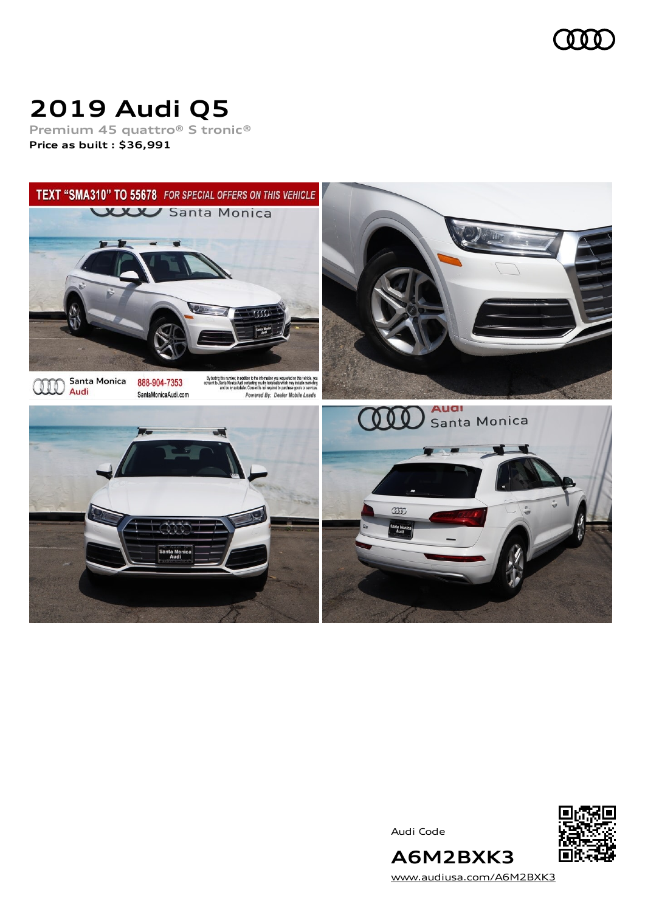# 2019 Audi Q5

Premium 45 quattro® S tronic®

**Price as built : $36,991**

Audi Code

**A6M2BXK3**

www.audiusa.com/A6M2BXK3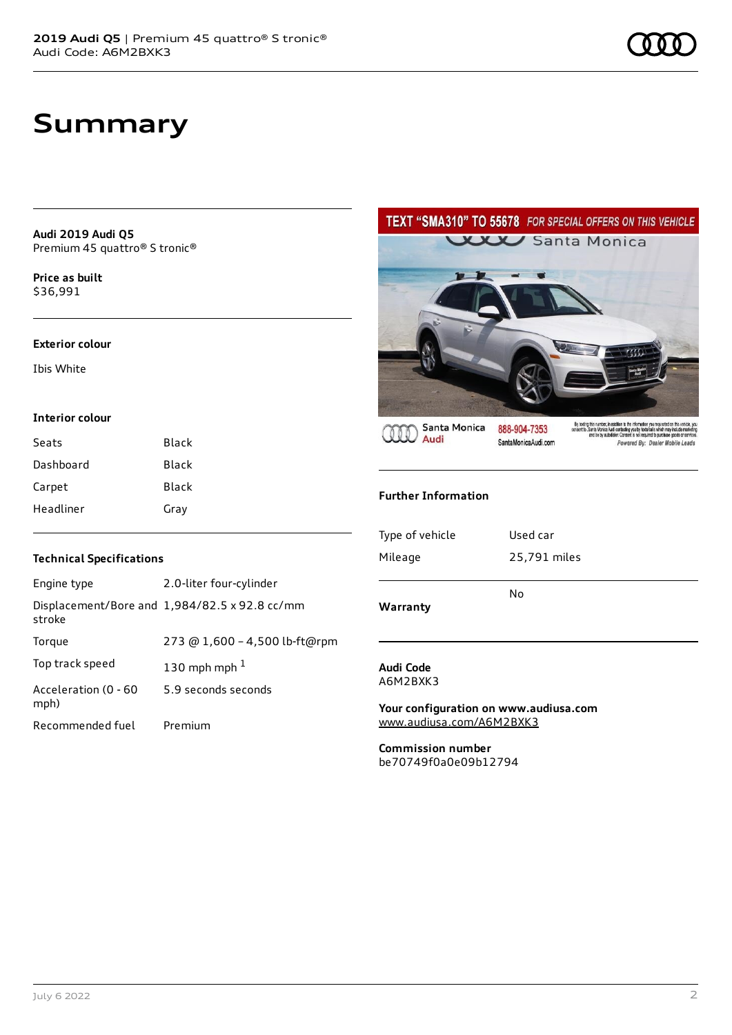# Summary

**Audi 2019 Audi Q5**
Premium 45 quattro® S tronic®

**Price as built**
$36,991

### Exterior colour

Ibis White

### Interior colour

| | |
|---|---|
| Seats | Black |
| Dashboard | Black |
| Carpet | Black |
| Headliner | Gray |

### Technical Specifications

| | |
|---|---|
| Engine type | 2.0-liter four-cylinder |
| Displacement/Bore and stroke | 1,984/82.5 x 92.8 cc/mm |
| Torque | 273 @ 1,600 – 4,500 lb-ft@rpm |
| Top track speed | 130 mph mph [1] |
| Acceleration (0 - 60 mph) | 5.9 seconds seconds |
| Recommended fuel | Premium |

### Further Information

| | |
|---|---|
| Type of vehicle | Used car |
| Mileage | 25,791 miles |
| **Warranty** | No |

**Audi Code**
A6M2BXK3

**Your configuration on www.audiusa.com**
www.audiusa.com/A6M2BXK3

**Commission number**
be70749f0a0e09b12794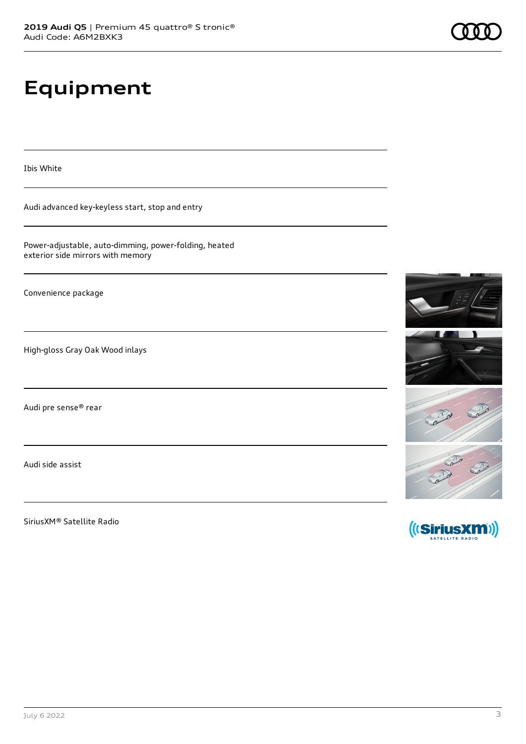# Equipment

Ibis White

Audi advanced key-keyless start, stop and entry

Power-adjustable, auto-dimming, power-folding, heated exterior side mirrors with memory

Convenience package

High-gloss Gray Oak Wood inlays

Audi pre sense® rear

Audi side assist

SiriusXM® Satellite Radio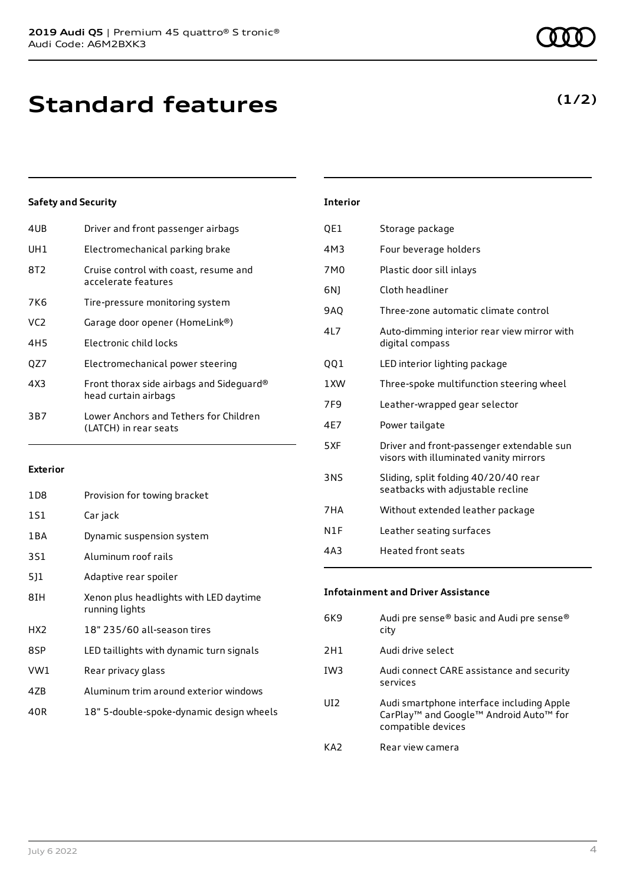# Standard features

**(1/2)**

### Safety and Security

| | |
|---|---|
| 4UB | Driver and front passenger airbags |
| UH1 | Electromechanical parking brake |
| 8T2 | Cruise control with coast, resume and accelerate features |
| 7K6 | Tire-pressure monitoring system |
| VC2 | Garage door opener (HomeLink®) |
| 4H5 | Electronic child locks |
| QZ7 | Electromechanical power steering |
| 4X3 | Front thorax side airbags and Sideguard® head curtain airbags |
| 3B7 | Lower Anchors and Tethers for Children (LATCH) in rear seats |

### Exterior

| | |
|---|---|
| 1D8 | Provision for towing bracket |
| 1S1 | Car jack |
| 1BA | Dynamic suspension system |
| 3S1 | Aluminum roof rails |
| 5J1 | Adaptive rear spoiler |
| 8IH | Xenon plus headlights with LED daytime running lights |
| HX2 | 18" 235/60 all-season tires |
| 8SP | LED taillights with dynamic turn signals |
| VW1 | Rear privacy glass |
| 4ZB | Aluminum trim around exterior windows |
| 40R | 18" 5-double-spoke-dynamic design wheels |

### Interior

| | |
|---|---|
| QE1 | Storage package |
| 4M3 | Four beverage holders |
| 7M0 | Plastic door sill inlays |
| 6NJ | Cloth headliner |
| 9AQ | Three-zone automatic climate control |
| 4L7 | Auto-dimming interior rear view mirror with digital compass |
| QQ1 | LED interior lighting package |
| 1XW | Three-spoke multifunction steering wheel |
| 7F9 | Leather-wrapped gear selector |
| 4E7 | Power tailgate |
| 5XF | Driver and front-passenger extendable sun visors with illuminated vanity mirrors |
| 3NS | Sliding, split folding 40/20/40 rear seatbacks with adjustable recline |
| 7HA | Without extended leather package |
| N1F | Leather seating surfaces |
| 4A3 | Heated front seats |

### Infotainment and Driver Assistance

| | |
|---|---|
| 6K9 | Audi pre sense® basic and Audi pre sense® city |
| 2H1 | Audi drive select |
| IW3 | Audi connect CARE assistance and security services |
| UI2 | Audi smartphone interface including Apple CarPlay™ and Google™ Android Auto™ for compatible devices |
| KA2 | Rear view camera |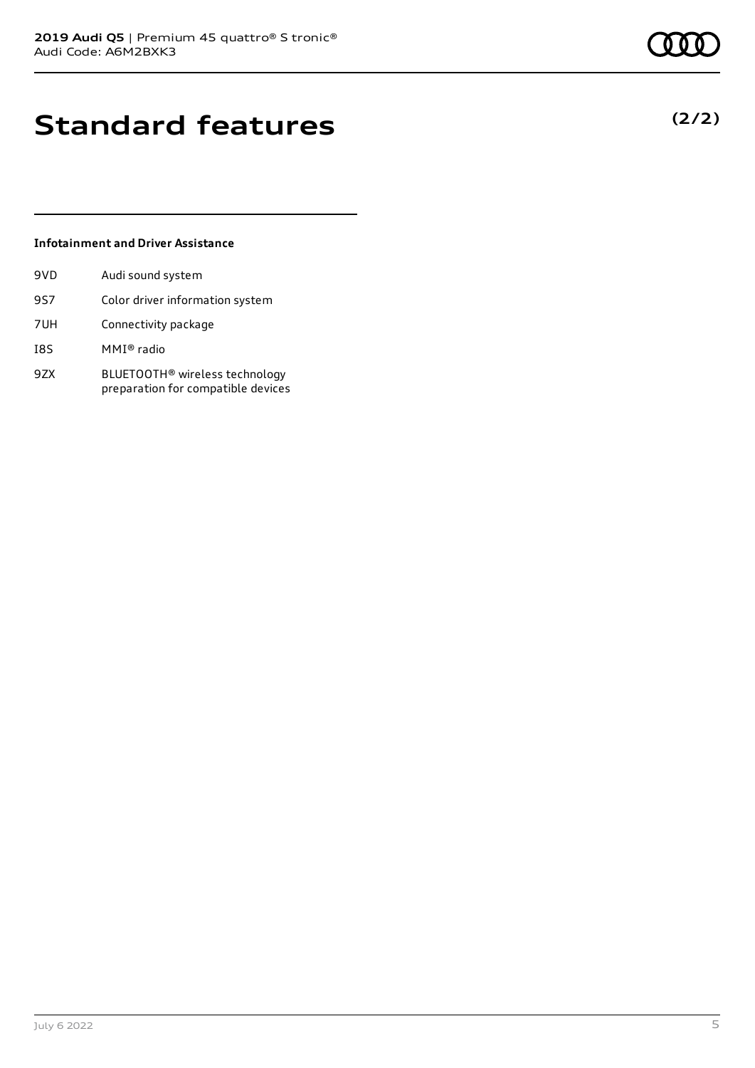# Standard features

**(2/2)**

### Infotainment and Driver Assistance

| | |
|---|---|
| 9VD | Audi sound system |
| 9S7 | Color driver information system |
| 7UH | Connectivity package |
| I8S | MMI® radio |
| 9ZX | BLUETOOTH® wireless technology preparation for compatible devices |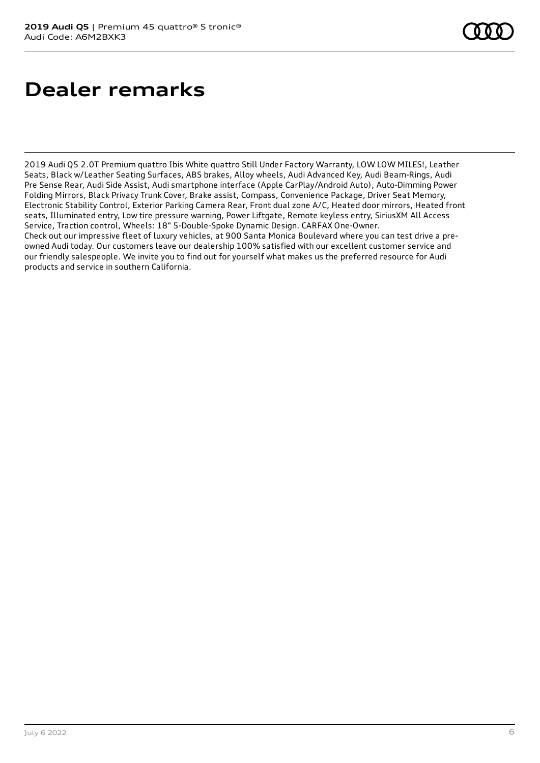# Dealer remarks

2019 Audi Q5 2.0T Premium quattro Ibis White quattro Still Under Factory Warranty, LOW LOW MILES!, Leather Seats, Black w/Leather Seating Surfaces, ABS brakes, Alloy wheels, Audi Advanced Key, Audi Beam-Rings, Audi Pre Sense Rear, Audi Side Assist, Audi smartphone interface (Apple CarPlay/Android Auto), Auto-Dimming Power Folding Mirrors, Black Privacy Trunk Cover, Brake assist, Compass, Convenience Package, Driver Seat Memory, Electronic Stability Control, Exterior Parking Camera Rear, Front dual zone A/C, Heated door mirrors, Heated front seats, Illuminated entry, Low tire pressure warning, Power Liftgate, Remote keyless entry, SiriusXM All Access Service, Traction control, Wheels: 18" 5-Double-Spoke Dynamic Design. CARFAX One-Owner.
Check out our impressive fleet of luxury vehicles, at 900 Santa Monica Boulevard where you can test drive a pre-owned Audi today. Our customers leave our dealership 100% satisfied with our excellent customer service and our friendly salespeople. We invite you to find out for yourself what makes us the preferred resource for Audi products and service in southern California.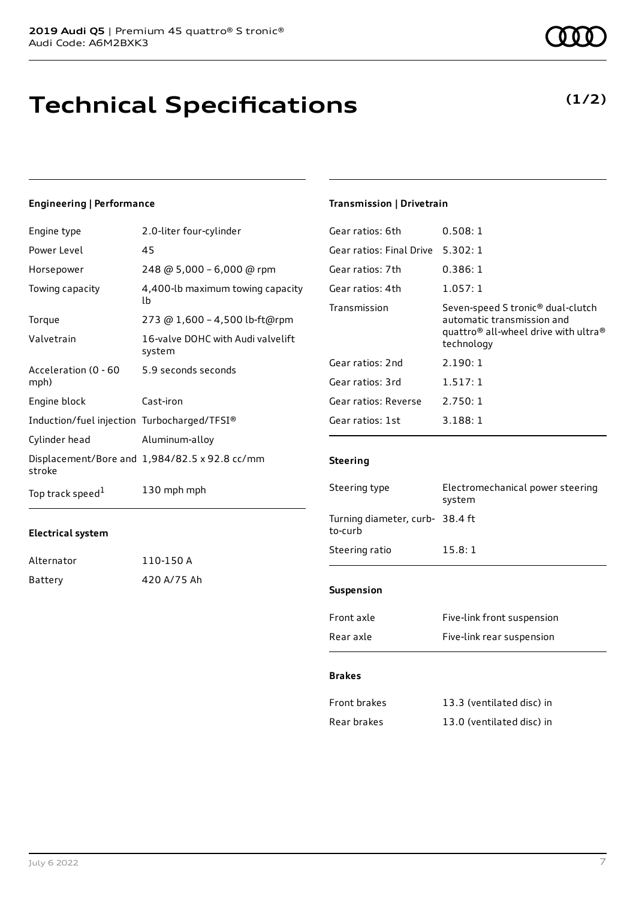# Technical Specifications

**(1/2)**

### Engineering | Performance

| | |
|---|---|
| Engine type | 2.0-liter four-cylinder |
| Power Level | 45 |
| Horsepower | 248 @ 5,000 – 6,000 @ rpm |
| Towing capacity | 4,400-lb maximum towing capacity lb |
| Torque | 273 @ 1,600 – 4,500 lb-ft@rpm |
| Valvetrain | 16-valve DOHC with Audi valvelift system |
| Acceleration (0 - 60 mph) | 5.9 seconds seconds |
| Engine block | Cast-iron |
| Induction/fuel injection | Turbocharged/TFSI® |
| Cylinder head | Aluminum-alloy |
| Displacement/Bore and stroke | 1,984/82.5 x 92.8 cc/mm |
| Top track speed[1] | 130 mph mph |

### Electrical system

| | |
|---|---|
| Alternator | 110-150 A |
| Battery | 420 A/75 Ah |

### Transmission | Drivetrain

| | |
|---|---|
| Gear ratios: 6th | 0.508: 1 |
| Gear ratios: Final Drive | 5.302: 1 |
| Gear ratios: 7th | 0.386: 1 |
| Gear ratios: 4th | 1.057: 1 |
| Transmission | Seven-speed S tronic® dual-clutch automatic transmission and quattro® all-wheel drive with ultra® technology |
| Gear ratios: 2nd | 2.190: 1 |
| Gear ratios: 3rd | 1.517: 1 |
| Gear ratios: Reverse | 2.750: 1 |
| Gear ratios: 1st | 3.188: 1 |

### Steering

| | |
|---|---|
| Steering type | Electromechanical power steering system |
| Turning diameter, curb-to-curb | 38.4 ft |
| Steering ratio | 15.8: 1 |

### Suspension

| | |
|---|---|
| Front axle | Five-link front suspension |
| Rear axle | Five-link rear suspension |

### Brakes

| | |
|---|---|
| Front brakes | 13.3 (ventilated disc) in |
| Rear brakes | 13.0 (ventilated disc) in |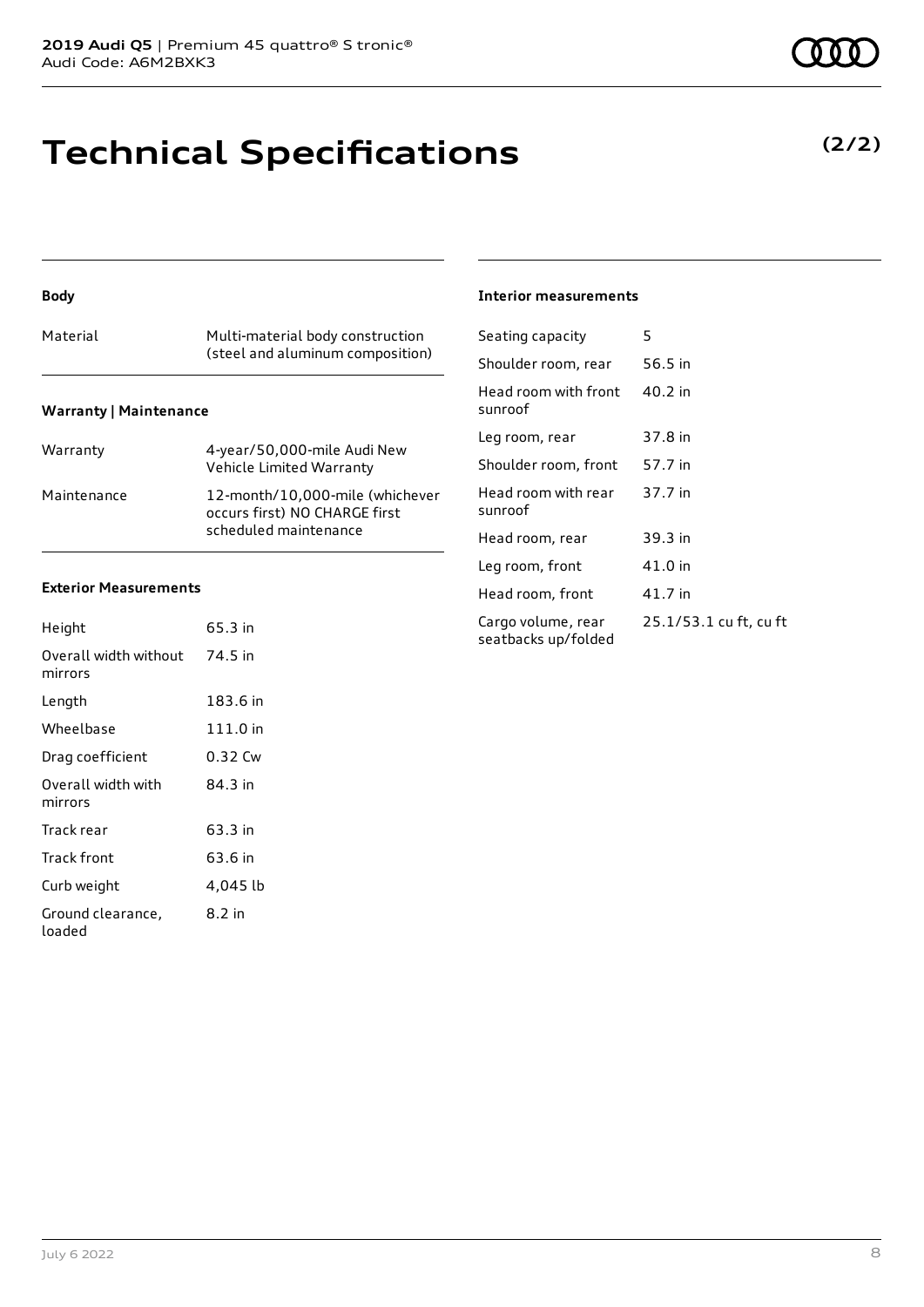# Technical Specifications

**(2/2)**

### Body

| | |
|---|---|
| Material | Multi-material body construction (steel and aluminum composition) |

### Warranty | Maintenance

| | |
|---|---|
| Warranty | 4-year/50,000-mile Audi New Vehicle Limited Warranty |
| Maintenance | 12-month/10,000-mile (whichever occurs first) NO CHARGE first scheduled maintenance |

### Exterior Measurements

| | |
|---|---|
| Height | 65.3 in |
| Overall width without mirrors | 74.5 in |
| Length | 183.6 in |
| Wheelbase | 111.0 in |
| Drag coefficient | 0.32 Cw |
| Overall width with mirrors | 84.3 in |
| Track rear | 63.3 in |
| Track front | 63.6 in |
| Curb weight | 4,045 lb |
| Ground clearance, loaded | 8.2 in |

### Interior measurements

| | |
|---|---|
| Seating capacity | 5 |
| Shoulder room, rear | 56.5 in |
| Head room with front sunroof | 40.2 in |
| Leg room, rear | 37.8 in |
| Shoulder room, front | 57.7 in |
| Head room with rear sunroof | 37.7 in |
| Head room, rear | 39.3 in |
| Leg room, front | 41.0 in |
| Head room, front | 41.7 in |
| Cargo volume, rear seatbacks up/folded | 25.1/53.1 cu ft, cu ft |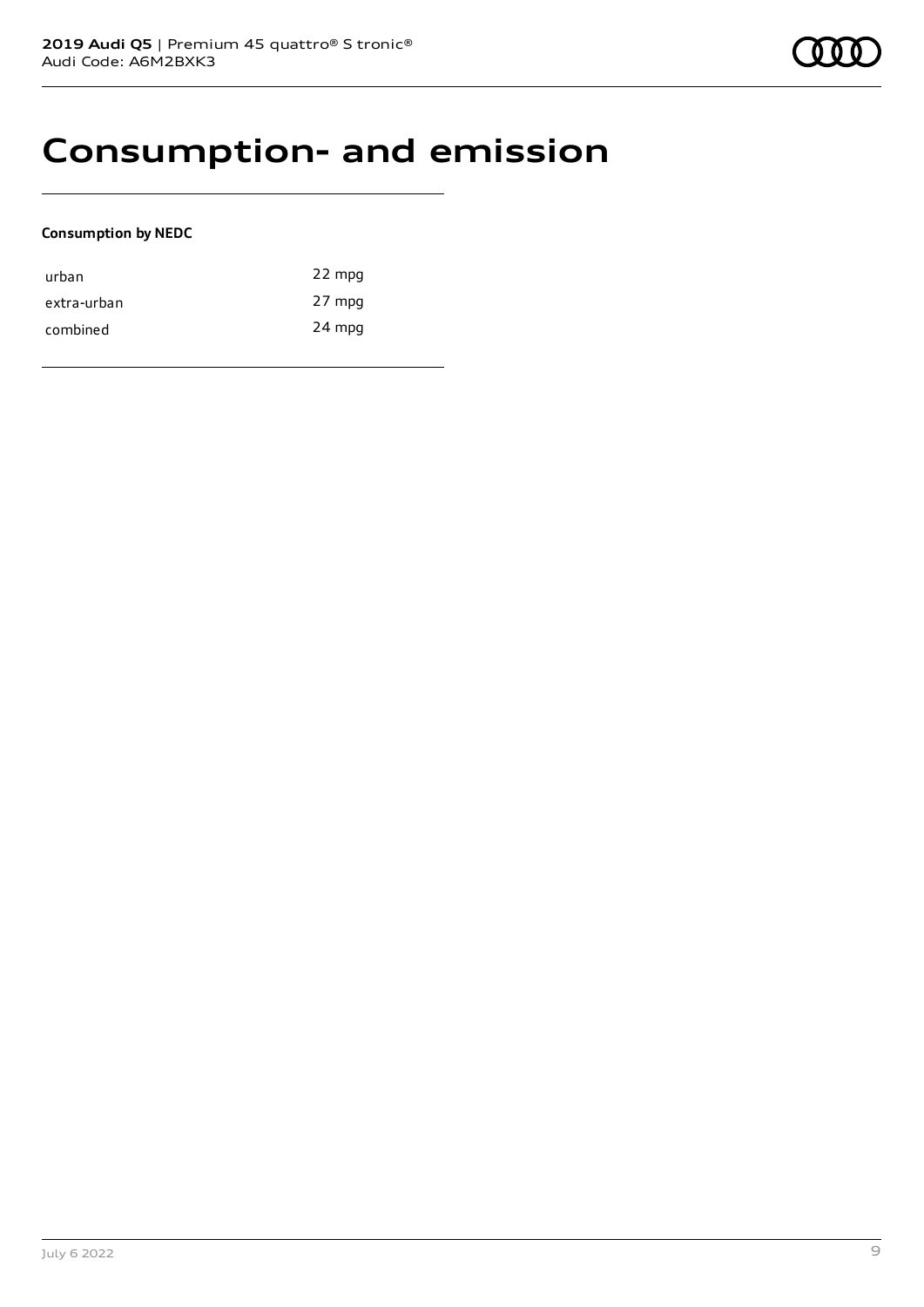# Consumption- and emission

**Consumption by NEDC**

| | |
|---|---|
| urban | 22 mpg |
| extra-urban | 27 mpg |
| combined | 24 mpg |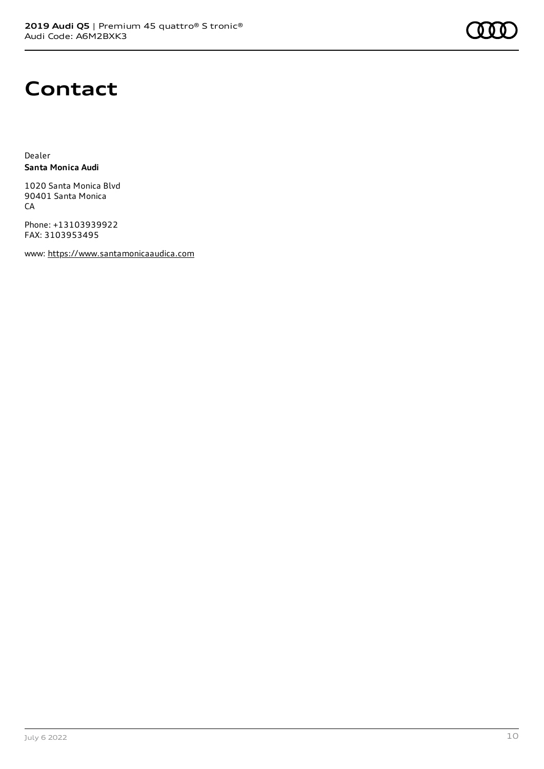# Contact

Dealer
**Santa Monica Audi**

1020 Santa Monica Blvd
90401 Santa Monica
CA

Phone: +13103939922
FAX: 3103953495

www: https://www.santamonicaaudica.com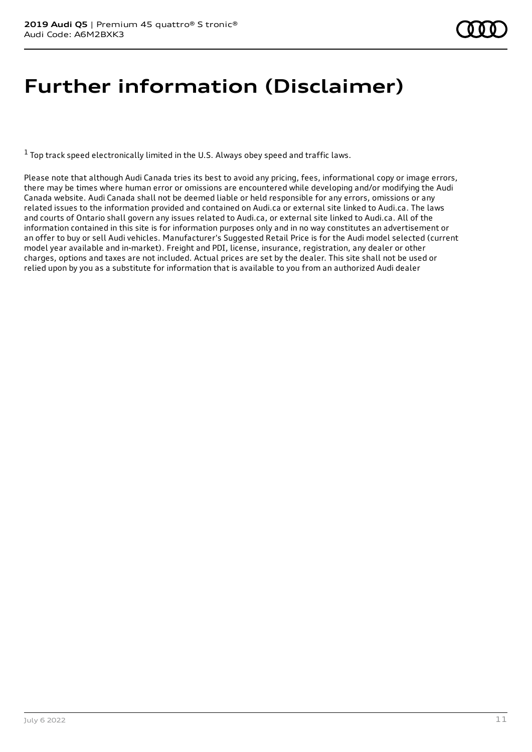# Further information (Disclaimer)

[1] Top track speed electronically limited in the U.S. Always obey speed and traffic laws.

Please note that although Audi Canada tries its best to avoid any pricing, fees, informational copy or image errors, there may be times where human error or omissions are encountered while developing and/or modifying the Audi Canada website. Audi Canada shall not be deemed liable or held responsible for any errors, omissions or any related issues to the information provided and contained on Audi.ca or external site linked to Audi.ca. The laws and courts of Ontario shall govern any issues related to Audi.ca, or external site linked to Audi.ca. All of the information contained in this site is for information purposes only and in no way constitutes an advertisement or an offer to buy or sell Audi vehicles. Manufacturer's Suggested Retail Price is for the Audi model selected (current model year available and in-market). Freight and PDI, license, insurance, registration, any dealer or other charges, options and taxes are not included. Actual prices are set by the dealer. This site shall not be used or relied upon by you as a substitute for information that is available to you from an authorized Audi dealer